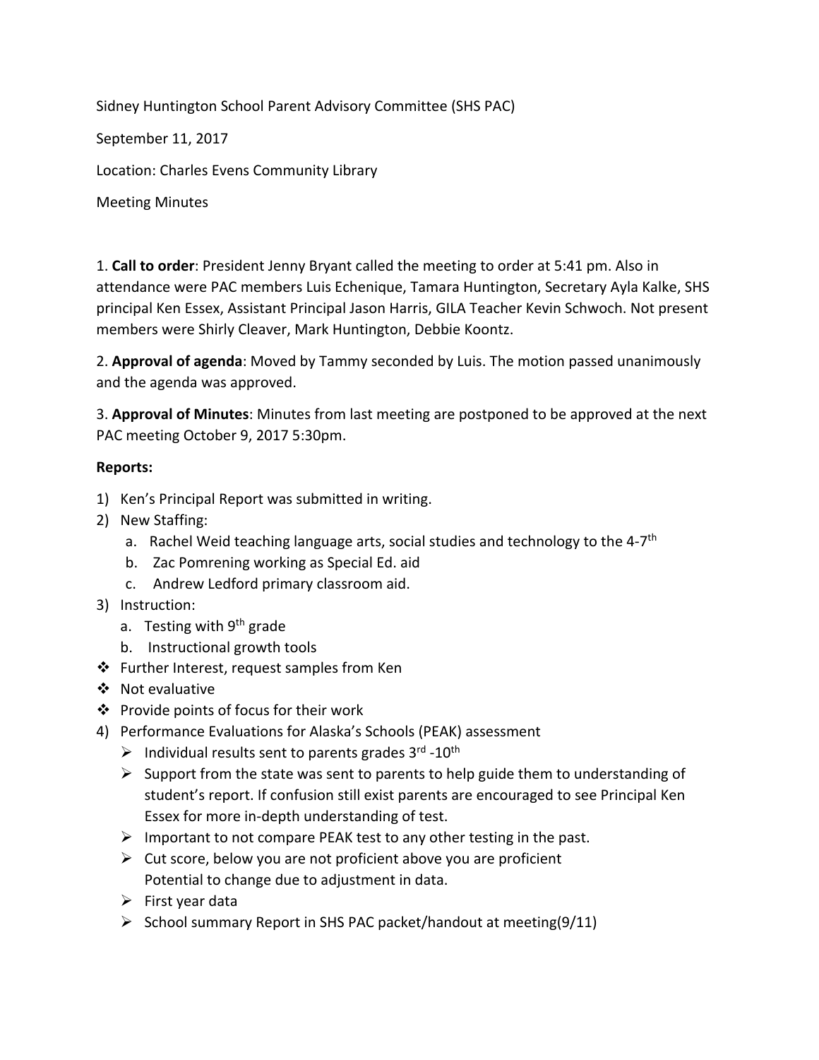Sidney Huntington School Parent Advisory Committee (SHS PAC)

September 11, 2017

Location: Charles Evens Community Library

Meeting Minutes

1. **Call to order**: President Jenny Bryant called the meeting to order at 5:41 pm. Also in attendance were PAC members Luis Echenique, Tamara Huntington, Secretary Ayla Kalke, SHS principal Ken Essex, Assistant Principal Jason Harris, GILA Teacher Kevin Schwoch. Not present members were Shirly Cleaver, Mark Huntington, Debbie Koontz.

2. **Approval of agenda**: Moved by Tammy seconded by Luis. The motion passed unanimously and the agenda was approved.

3. **Approval of Minutes**: Minutes from last meeting are postponed to be approved at the next PAC meeting October 9, 2017 5:30pm.

**Reports:**

1) Ken's Principal Report was submitted in writing.
2) New Staffing:
   a. Rachel Weid teaching language arts, social studies and technology to the 4-7th
   b. Zac Pomrening working as Special Ed. aid
   c. Andrew Ledford primary classroom aid.
3) Instruction:
   a. Testing with 9th grade
   b. Instructional growth tools

- ❖ Further Interest, request samples from Ken
- ❖ Not evaluative
- ❖ Provide points of focus for their work

4) Performance Evaluations for Alaska's Schools (PEAK) assessment
   - ➢ Individual results sent to parents grades 3rd -10th
   - ➢ Support from the state was sent to parents to help guide them to understanding of student's report. If confusion still exist parents are encouraged to see Principal Ken Essex for more in-depth understanding of test.
   - ➢ Important to not compare PEAK test to any other testing in the past.
   - ➢ Cut score, below you are not proficient above you are proficient
     Potential to change due to adjustment in data.
   - ➢ First year data
   - ➢ School summary Report in SHS PAC packet/handout at meeting(9/11)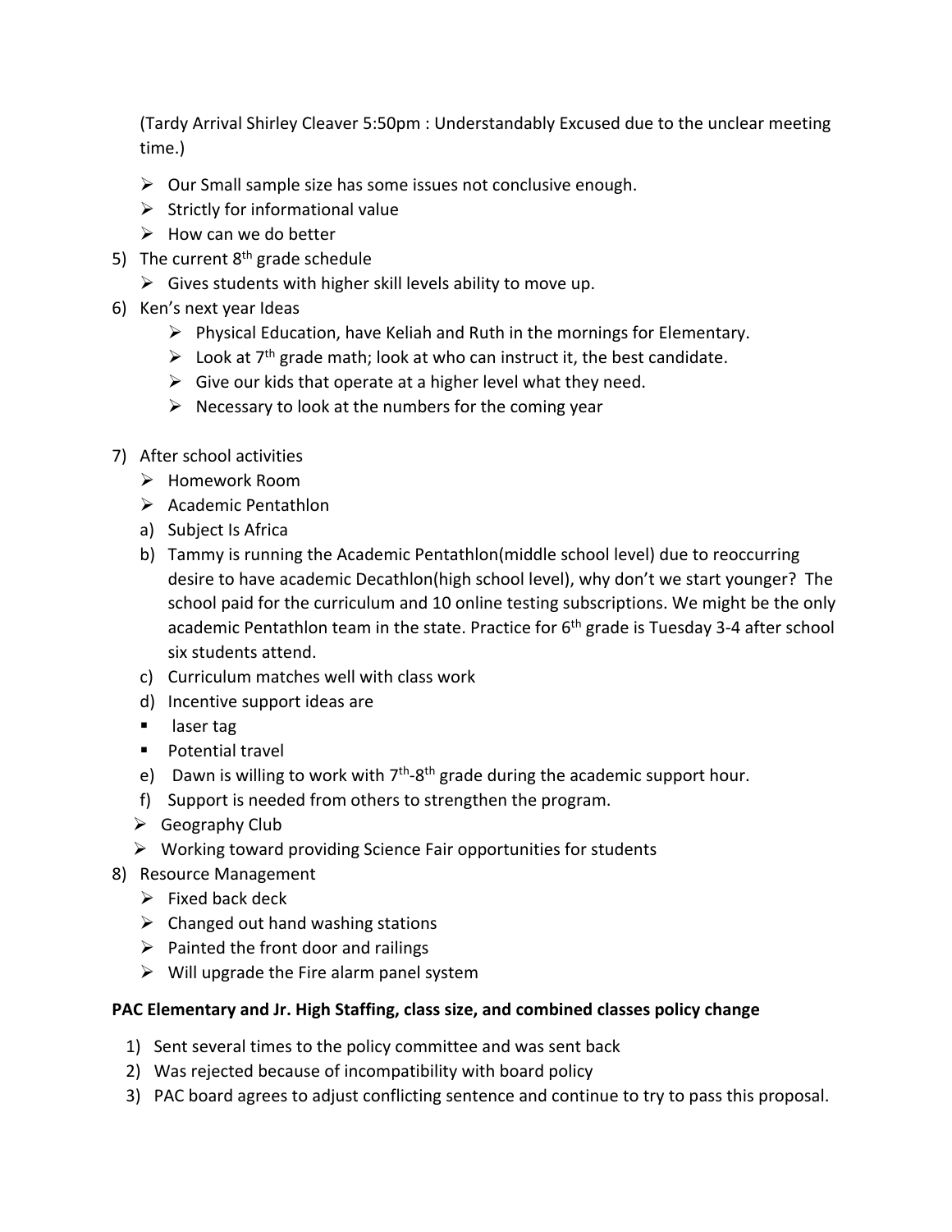(Tardy Arrival Shirley Cleaver 5:50pm : Understandably Excused due to the unclear meeting time.)

- Our Small sample size has some issues not conclusive enough.
- Strictly for informational value
- How can we do better

5) The current 8th grade schedule
   - Gives students with higher skill levels ability to move up.
6) Ken's next year Ideas
   - Physical Education, have Keliah and Ruth in the mornings for Elementary.
   - Look at 7th grade math; look at who can instruct it, the best candidate.
   - Give our kids that operate at a higher level what they need.
   - Necessary to look at the numbers for the coming year

7) After school activities
   - Homework Room
   - Academic Pentathlon
   
   a) Subject Is Africa
   b) Tammy is running the Academic Pentathlon(middle school level) due to reoccurring desire to have academic Decathlon(high school level), why don't we start younger? The school paid for the curriculum and 10 online testing subscriptions. We might be the only academic Pentathlon team in the state. Practice for 6th grade is Tuesday 3-4 after school six students attend.
   c) Curriculum matches well with class work
   d) Incentive support ideas are
      - laser tag
      - Potential travel
   e) Dawn is willing to work with 7th-8th grade during the academic support hour.
   f) Support is needed from others to strengthen the program.
   
   - Geography Club
   - Working toward providing Science Fair opportunities for students
8) Resource Management
   - Fixed back deck
   - Changed out hand washing stations
   - Painted the front door and railings
   - Will upgrade the Fire alarm panel system

**PAC Elementary and Jr. High Staffing, class size, and combined classes policy change**

1) Sent several times to the policy committee and was sent back
2) Was rejected because of incompatibility with board policy
3) PAC board agrees to adjust conflicting sentence and continue to try to pass this proposal.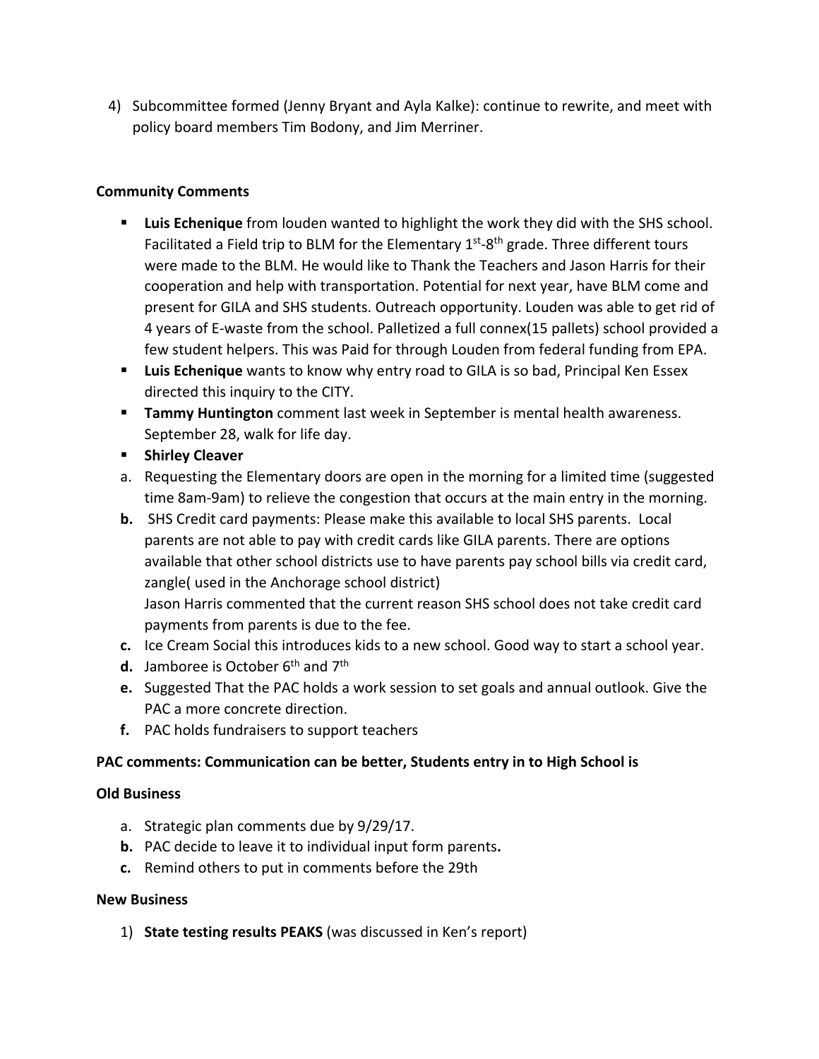4) Subcommittee formed (Jenny Bryant and Ayla Kalke): continue to rewrite, and meet with policy board members Tim Bodony, and Jim Merriner.

**Community Comments**

- **Luis Echenique** from louden wanted to highlight the work they did with the SHS school. Facilitated a Field trip to BLM for the Elementary 1st-8th grade. Three different tours were made to the BLM. He would like to Thank the Teachers and Jason Harris for their cooperation and help with transportation. Potential for next year, have BLM come and present for GILA and SHS students. Outreach opportunity. Louden was able to get rid of 4 years of E-waste from the school. Palletized a full connex(15 pallets) school provided a few student helpers. This was Paid for through Louden from federal funding from EPA.
- **Luis Echenique** wants to know why entry road to GILA is so bad, Principal Ken Essex directed this inquiry to the CITY.
- **Tammy Huntington** comment last week in September is mental health awareness. September 28, walk for life day.
- **Shirley Cleaver**

a. Requesting the Elementary doors are open in the morning for a limited time (suggested time 8am-9am) to relieve the congestion that occurs at the main entry in the morning.

**b.** SHS Credit card payments: Please make this available to local SHS parents. Local parents are not able to pay with credit cards like GILA parents. There are options available that other school districts use to have parents pay school bills via credit card, zangle( used in the Anchorage school district)
Jason Harris commented that the current reason SHS school does not take credit card payments from parents is due to the fee.

**c.** Ice Cream Social this introduces kids to a new school. Good way to start a school year.

**d.** Jamboree is October 6th and 7th

**e.** Suggested That the PAC holds a work session to set goals and annual outlook. Give the PAC a more concrete direction.

**f.** PAC holds fundraisers to support teachers

**PAC comments: Communication can be better, Students entry in to High School is**

**Old Business**

a. Strategic plan comments due by 9/29/17.

**b.** PAC decide to leave it to individual input form parents**.**

**c.** Remind others to put in comments before the 29th

**New Business**

1) **State testing results PEAKS** (was discussed in Ken's report)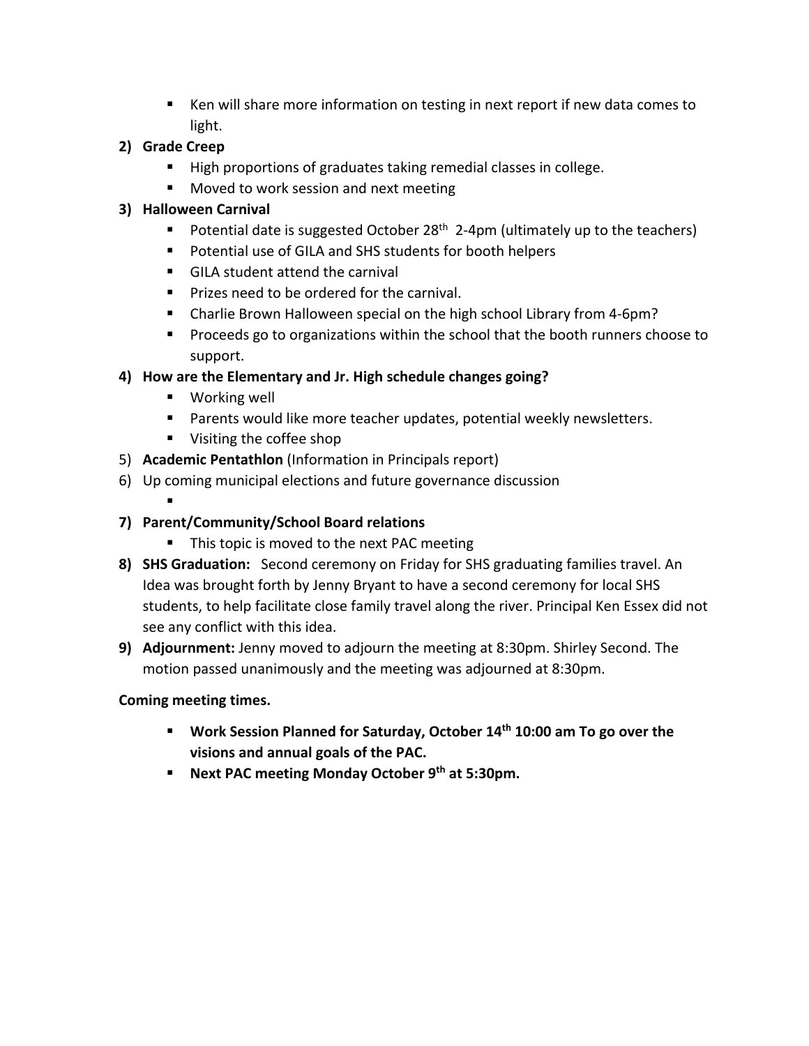- Ken will share more information on testing in next report if new data comes to light.

2) **Grade Creep**
    - High proportions of graduates taking remedial classes in college.
    - Moved to work session and next meeting
3) **Halloween Carnival**
    - Potential date is suggested October 28th 2-4pm (ultimately up to the teachers)
    - Potential use of GILA and SHS students for booth helpers
    - GILA student attend the carnival
    - Prizes need to be ordered for the carnival.
    - Charlie Brown Halloween special on the high school Library from 4-6pm?
    - Proceeds go to organizations within the school that the booth runners choose to support.
4) **How are the Elementary and Jr. High schedule changes going?**
    - Working well
    - Parents would like more teacher updates, potential weekly newsletters.
    - Visiting the coffee shop
5) **Academic Pentathlon** (Information in Principals report)
6) Up coming municipal elections and future governance discussion
    - 
7) **Parent/Community/School Board relations**
    - This topic is moved to the next PAC meeting
8) **SHS Graduation:** Second ceremony on Friday for SHS graduating families travel. An Idea was brought forth by Jenny Bryant to have a second ceremony for local SHS students, to help facilitate close family travel along the river. Principal Ken Essex did not see any conflict with this idea.
9) **Adjournment:** Jenny moved to adjourn the meeting at 8:30pm. Shirley Second. The motion passed unanimously and the meeting was adjourned at 8:30pm.

**Coming meeting times.**

- **Work Session Planned for Saturday, October 14th 10:00 am To go over the visions and annual goals of the PAC.**
- **Next PAC meeting Monday October 9th at 5:30pm.**